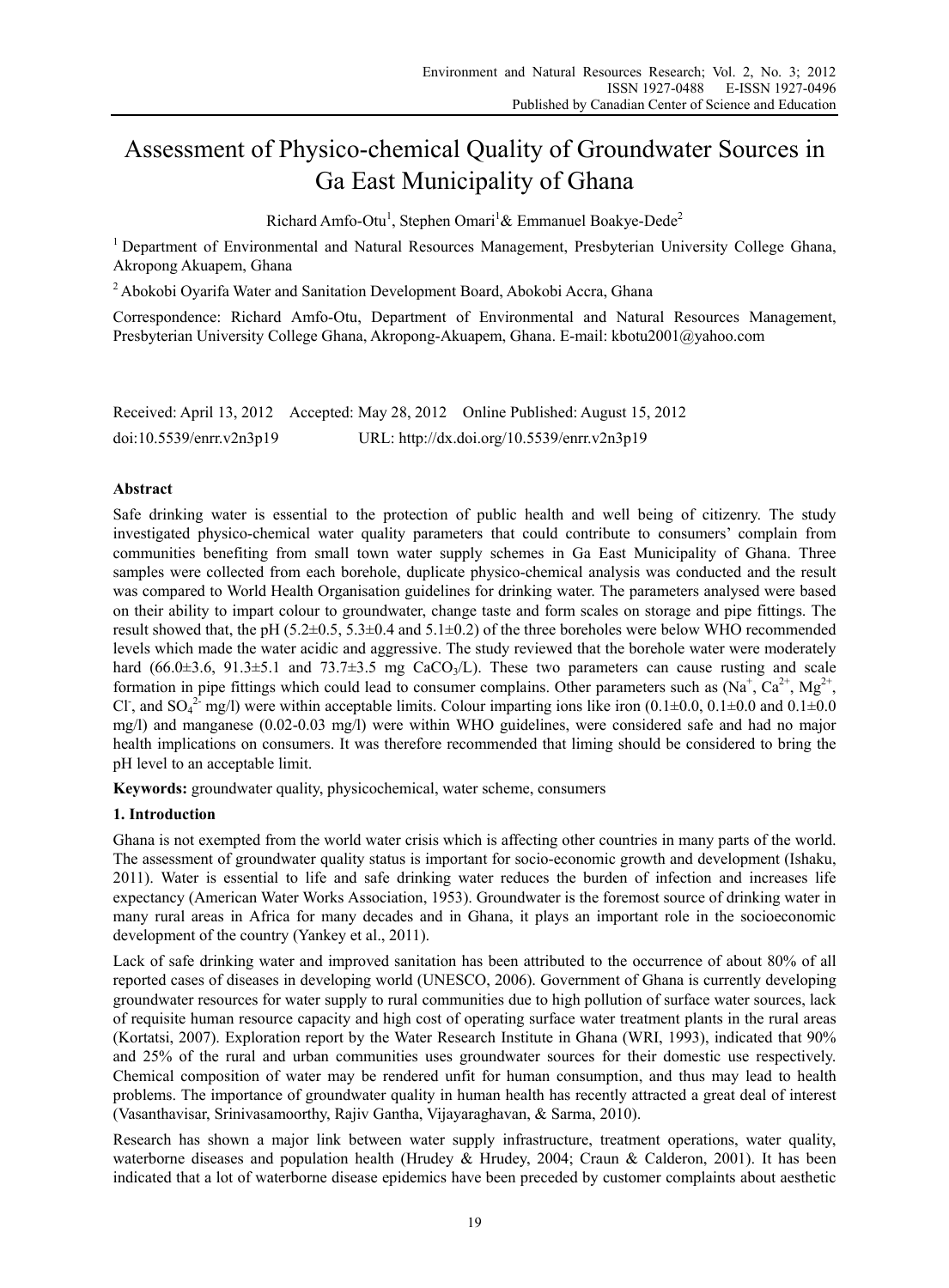# Assessment of Physico-chemical Quality of Groundwater Sources in Ga East Municipality of Ghana

Richard Amfo-Otu[1], Stephen Omari[1] & Emmanuel Boakye-Dede[2]

[1] Department of Environmental and Natural Resources Management, Presbyterian University College Ghana, Akropong Akuapem, Ghana

[2] Abokobi Oyarifa Water and Sanitation Development Board, Abokobi Accra, Ghana

Correspondence: Richard Amfo-Otu, Department of Environmental and Natural Resources Management, Presbyterian University College Ghana, Akropong-Akuapem, Ghana. E-mail: kbotu2001@yahoo.com

Received: April 13, 2012 Accepted: May 28, 2012 Online Published: August 15, 2012

doi:10.5539/enrr.v2n3p19 URL: http://dx.doi.org/10.5539/enrr.v2n3p19

## Abstract

Safe drinking water is essential to the protection of public health and well being of citizenry. The study investigated physico-chemical water quality parameters that could contribute to consumers' complain from communities benefiting from small town water supply schemes in Ga East Municipality of Ghana. Three samples were collected from each borehole, duplicate physico-chemical analysis was conducted and the result was compared to World Health Organisation guidelines for drinking water. The parameters analysed were based on their ability to impart colour to groundwater, change taste and form scales on storage and pipe fittings. The result showed that, the pH (5.2±0.5, 5.3±0.4 and 5.1±0.2) of the three boreholes were below WHO recommended levels which made the water acidic and aggressive. The study reviewed that the borehole water were moderately hard (66.0±3.6, 91.3±5.1 and 73.7±3.5 mg $CaCO_3$/L). These two parameters can cause rusting and scale formation in pipe fittings which could lead to consumer complains. Other parameters such as ($Na^+$, $Ca^{2+}$, $Mg^{2+}$, $Cl^-$, and $SO_4^{2-}$ mg/l) were within acceptable limits. Colour imparting ions like iron (0.1±0.0, 0.1±0.0 and 0.1±0.0 mg/l) and manganese (0.02-0.03 mg/l) were within WHO guidelines, were considered safe and had no major health implications on consumers. It was therefore recommended that liming should be considered to bring the pH level to an acceptable limit.

**Keywords:** groundwater quality, physicochemical, water scheme, consumers

## 1. Introduction

Ghana is not exempted from the world water crisis which is affecting other countries in many parts of the world. The assessment of groundwater quality status is important for socio-economic growth and development (Ishaku, 2011). Water is essential to life and safe drinking water reduces the burden of infection and increases life expectancy (American Water Works Association, 1953). Groundwater is the foremost source of drinking water in many rural areas in Africa for many decades and in Ghana, it plays an important role in the socioeconomic development of the country (Yankey et al., 2011).

Lack of safe drinking water and improved sanitation has been attributed to the occurrence of about 80% of all reported cases of diseases in developing world (UNESCO, 2006). Government of Ghana is currently developing groundwater resources for water supply to rural communities due to high pollution of surface water sources, lack of requisite human resource capacity and high cost of operating surface water treatment plants in the rural areas (Kortatsi, 2007). Exploration report by the Water Research Institute in Ghana (WRI, 1993), indicated that 90% and 25% of the rural and urban communities uses groundwater sources for their domestic use respectively. Chemical composition of water may be rendered unfit for human consumption, and thus may lead to health problems. The importance of groundwater quality in human health has recently attracted a great deal of interest (Vasanthavisar, Srinivasamoorthy, Rajiv Gantha, Vijayaraghavan, & Sarma, 2010).

Research has shown a major link between water supply infrastructure, treatment operations, water quality, waterborne diseases and population health (Hrudey & Hrudey, 2004; Craun & Calderon, 2001). It has been indicated that a lot of waterborne disease epidemics have been preceded by customer complaints about aesthetic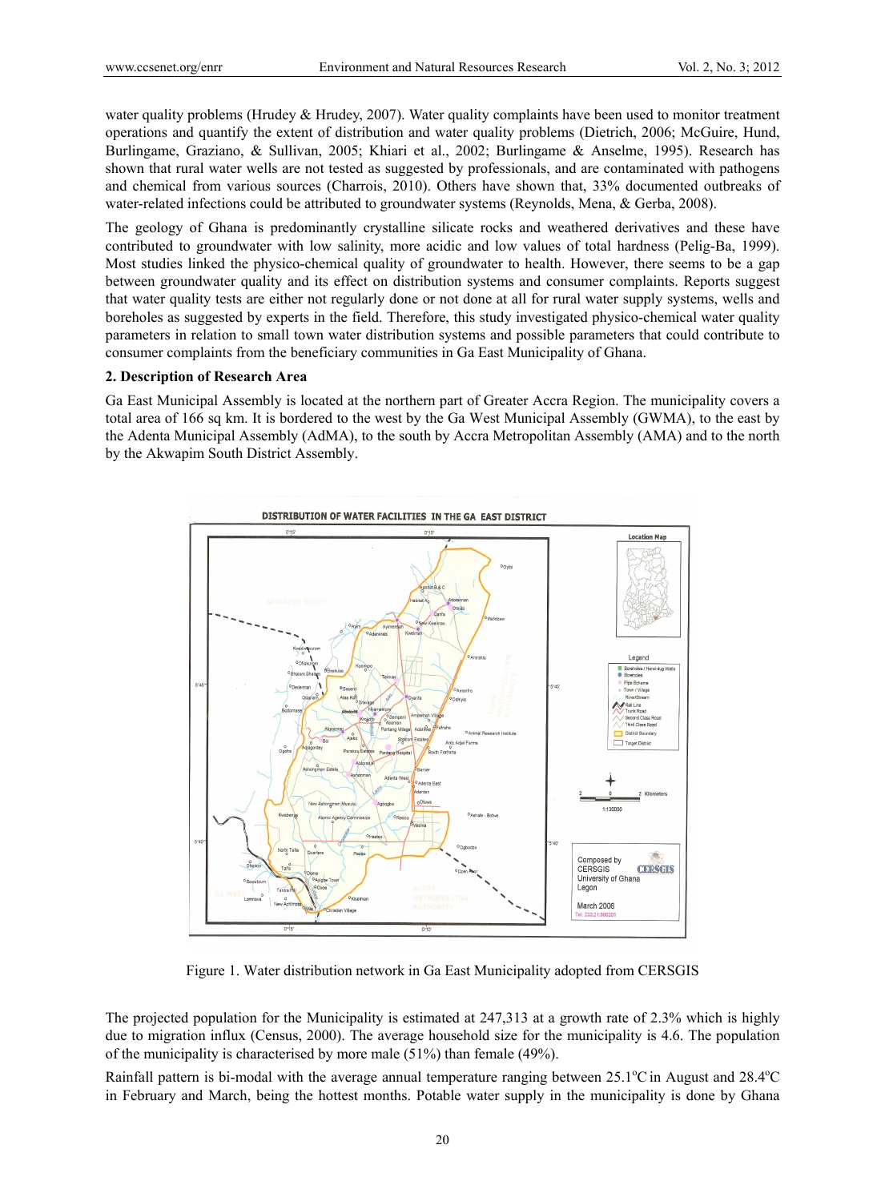water quality problems (Hrudey & Hrudey, 2007). Water quality complaints have been used to monitor treatment operations and quantify the extent of distribution and water quality problems (Dietrich, 2006; McGuire, Hund, Burlingame, Graziano, & Sullivan, 2005; Khiari et al., 2002; Burlingame & Anselme, 1995). Research has shown that rural water wells are not tested as suggested by professionals, and are contaminated with pathogens and chemical from various sources (Charrois, 2010). Others have shown that, 33% documented outbreaks of water-related infections could be attributed to groundwater systems (Reynolds, Mena, & Gerba, 2008).

The geology of Ghana is predominantly crystalline silicate rocks and weathered derivatives and these have contributed to groundwater with low salinity, more acidic and low values of total hardness (Pelig-Ba, 1999). Most studies linked the physico-chemical quality of groundwater to health. However, there seems to be a gap between groundwater quality and its effect on distribution systems and consumer complaints. Reports suggest that water quality tests are either not regularly done or not done at all for rural water supply systems, wells and boreholes as suggested by experts in the field. Therefore, this study investigated physico-chemical water quality parameters in relation to small town water distribution systems and possible parameters that could contribute to consumer complaints from the beneficiary communities in Ga East Municipality of Ghana.

## 2. Description of Research Area

Ga East Municipal Assembly is located at the northern part of Greater Accra Region. The municipality covers a total area of 166 sq km. It is bordered to the west by the Ga West Municipal Assembly (GWMA), to the east by the Adenta Municipal Assembly (AdMA), to the south by Accra Metropolitan Assembly (AMA) and to the north by the Akwapim South District Assembly.

Figure 1. Water distribution network in Ga East Municipality adopted from CERSGIS

The projected population for the Municipality is estimated at 247,313 at a growth rate of 2.3% which is highly due to migration influx (Census, 2000). The average household size for the municipality is 4.6. The population of the municipality is characterised by more male (51%) than female (49%).

Rainfall pattern is bi-modal with the average annual temperature ranging between 25.1$^{o}$C in August and 28.4$^{o}$C in February and March, being the hottest months. Potable water supply in the municipality is done by Ghana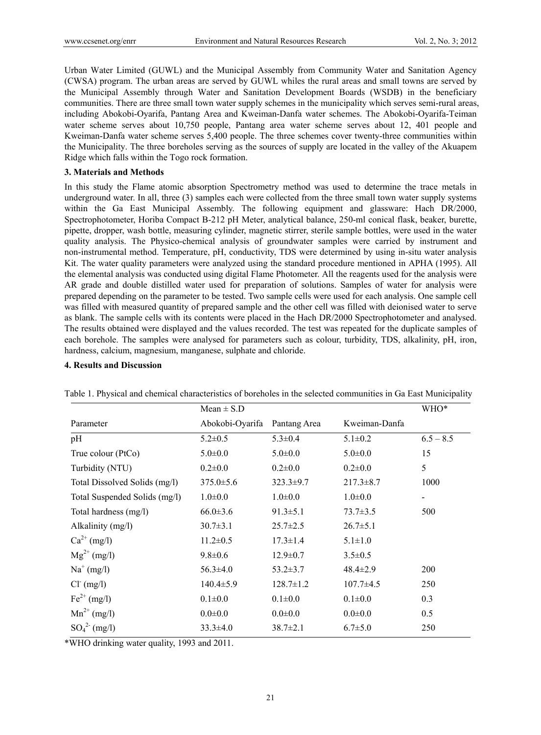Urban Water Limited (GUWL) and the Municipal Assembly from Community Water and Sanitation Agency (CWSA) program. The urban areas are served by GUWL whiles the rural areas and small towns are served by the Municipal Assembly through Water and Sanitation Development Boards (WSDB) in the beneficiary communities. There are three small town water supply schemes in the municipality which serves semi-rural areas, including Abokobi-Oyarifa, Pantang Area and Kweiman-Danfa water schemes. The Abokobi-Oyarifa-Teiman water scheme serves about 10,750 people, Pantang area water scheme serves about 12, 401 people and Kweiman-Danfa water scheme serves 5,400 people. The three schemes cover twenty-three communities within the Municipality. The three boreholes serving as the sources of supply are located in the valley of the Akuapem Ridge which falls within the Togo rock formation.

## 3. Materials and Methods

In this study the Flame atomic absorption Spectrometry method was used to determine the trace metals in underground water. In all, three (3) samples each were collected from the three small town water supply systems within the Ga East Municipal Assembly. The following equipment and glassware: Hach DR/2000, Spectrophotometer, Horiba Compact B-212 pH Meter, analytical balance, 250-ml conical flask, beaker, burette, pipette, dropper, wash bottle, measuring cylinder, magnetic stirrer, sterile sample bottles, were used in the water quality analysis. The Physico-chemical analysis of groundwater samples were carried by instrument and non-instrumental method. Temperature, pH, conductivity, TDS were determined by using in-situ water analysis Kit. The water quality parameters were analyzed using the standard procedure mentioned in APHA (1995). All the elemental analysis was conducted using digital Flame Photometer. All the reagents used for the analysis were AR grade and double distilled water used for preparation of solutions. Samples of water for analysis were prepared depending on the parameter to be tested. Two sample cells were used for each analysis. One sample cell was filled with measured quantity of prepared sample and the other cell was filled with deionised water to serve as blank. The sample cells with its contents were placed in the Hach DR/2000 Spectrophotometer and analysed. The results obtained were displayed and the values recorded. The test was repeated for the duplicate samples of each borehole. The samples were analysed for parameters such as colour, turbidity, TDS, alkalinity, pH, iron, hardness, calcium, magnesium, manganese, sulphate and chloride.

## 4. Results and Discussion

Table 1. Physical and chemical characteristics of boreholes in the selected communities in Ga East Municipality

| | Mean ± S.D | | | WHO* |
|---|---|---|---|---|
| Parameter | Abokobi-Oyarifa | Pantang Area | Kweiman-Danfa | |
| pH | 5.2±0.5 | 5.3±0.4 | 5.1±0.2 | 6.5 – 8.5 |
| True colour (PtCo) | 5.0±0.0 | 5.0±0.0 | 5.0±0.0 | 15 |
| Turbidity (NTU) | 0.2±0.0 | 0.2±0.0 | 0.2±0.0 | 5 |
| Total Dissolved Solids (mg/l) | 375.0±5.6 | 323.3±9.7 | 217.3±8.7 | 1000 |
| Total Suspended Solids (mg/l) | 1.0±0.0 | 1.0±0.0 | 1.0±0.0 | - |
| Total hardness (mg/l) | 66.0±3.6 | 91.3±5.1 | 73.7±3.5 | 500 |
| Alkalinity (mg/l) | 30.7±3.1 | 25.7±2.5 | 26.7±5.1 | |
| $Ca^{2+}$ (mg/l) | 11.2±0.5 | 17.3±1.4 | 5.1±1.0 | |
| $Mg^{2+}$ (mg/l) | 9.8±0.6 | 12.9±0.7 | 3.5±0.5 | |
| $Na^{+}$ (mg/l) | 56.3±4.0 | 53.2±3.7 | 48.4±2.9 | 200 |
| $Cl^{-}$ (mg/l) | 140.4±5.9 | 128.7±1.2 | 107.7±4.5 | 250 |
| $Fe^{2+}$ (mg/l) | 0.1±0.0 | 0.1±0.0 | 0.1±0.0 | 0.3 |
| $Mn^{2+}$ (mg/l) | 0.0±0.0 | 0.0±0.0 | 0.0±0.0 | 0.5 |
| $SO_4^{2-}$ (mg/l) | 33.3±4.0 | 38.7±2.1 | 6.7±5.0 | 250 |

*WHO drinking water quality, 1993 and 2011.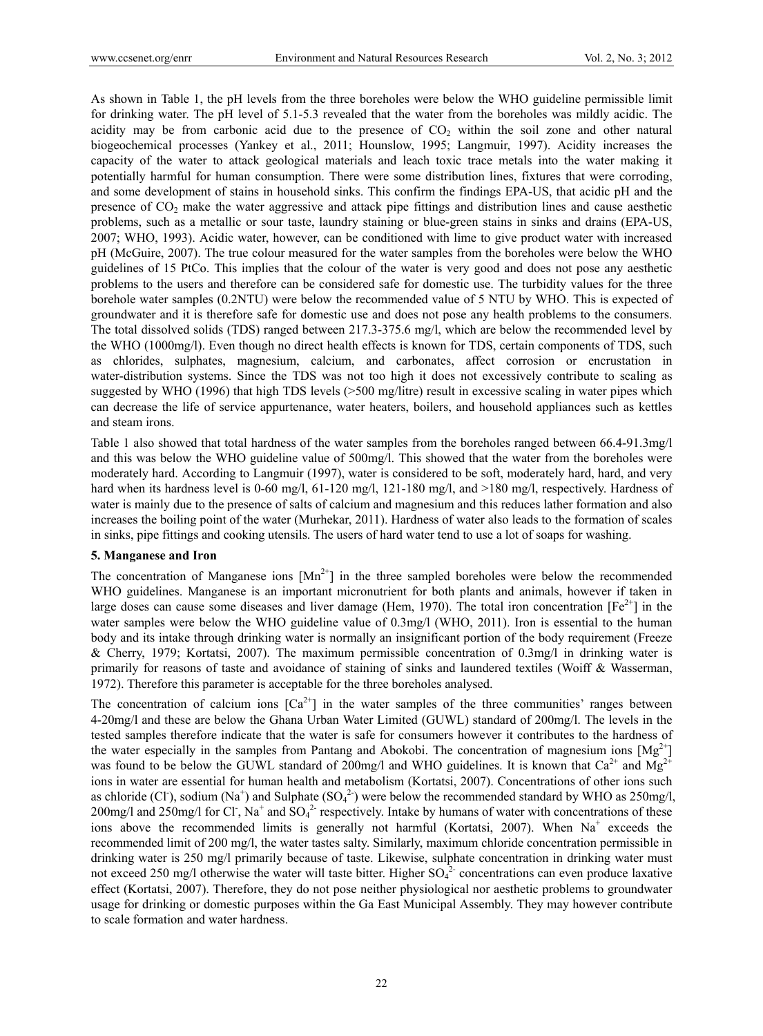As shown in Table 1, the pH levels from the three boreholes were below the WHO guideline permissible limit for drinking water. The pH level of 5.1-5.3 revealed that the water from the boreholes was mildly acidic. The acidity may be from carbonic acid due to the presence of $CO_2$ within the soil zone and other natural biogeochemical processes (Yankey et al., 2011; Hounslow, 1995; Langmuir, 1997). Acidity increases the capacity of the water to attack geological materials and leach toxic trace metals into the water making it potentially harmful for human consumption. There were some distribution lines, fixtures that were corroding, and some development of stains in household sinks. This confirm the findings EPA-US, that acidic pH and the presence of $CO_2$ make the water aggressive and attack pipe fittings and distribution lines and cause aesthetic problems, such as a metallic or sour taste, laundry staining or blue-green stains in sinks and drains (EPA-US, 2007; WHO, 1993). Acidic water, however, can be conditioned with lime to give product water with increased pH (McGuire, 2007). The true colour measured for the water samples from the boreholes were below the WHO guidelines of 15 PtCo. This implies that the colour of the water is very good and does not pose any aesthetic problems to the users and therefore can be considered safe for domestic use. The turbidity values for the three borehole water samples (0.2NTU) were below the recommended value of 5 NTU by WHO. This is expected of groundwater and it is therefore safe for domestic use and does not pose any health problems to the consumers. The total dissolved solids (TDS) ranged between 217.3-375.6 mg/l, which are below the recommended level by the WHO (1000mg/l). Even though no direct health effects is known for TDS, certain components of TDS, such as chlorides, sulphates, magnesium, calcium, and carbonates, affect corrosion or encrustation in water-distribution systems. Since the TDS was not too high it does not excessively contribute to scaling as suggested by WHO (1996) that high TDS levels (>500 mg/litre) result in excessive scaling in water pipes which can decrease the life of service appurtenance, water heaters, boilers, and household appliances such as kettles and steam irons.

Table 1 also showed that total hardness of the water samples from the boreholes ranged between 66.4-91.3mg/l and this was below the WHO guideline value of 500mg/l. This showed that the water from the boreholes were moderately hard. According to Langmuir (1997), water is considered to be soft, moderately hard, hard, and very hard when its hardness level is 0-60 mg/l, 61-120 mg/l, 121-180 mg/l, and >180 mg/l, respectively. Hardness of water is mainly due to the presence of salts of calcium and magnesium and this reduces lather formation and also increases the boiling point of the water (Murhekar, 2011). Hardness of water also leads to the formation of scales in sinks, pipe fittings and cooking utensils. The users of hard water tend to use a lot of soaps for washing.

## 5. Manganese and Iron

The concentration of Manganese ions [$Mn^{2+}$] in the three sampled boreholes were below the recommended WHO guidelines. Manganese is an important micronutrient for both plants and animals, however if taken in large doses can cause some diseases and liver damage (Hem, 1970). The total iron concentration [$Fe^{2+}$] in the water samples were below the WHO guideline value of 0.3mg/l (WHO, 2011). Iron is essential to the human body and its intake through drinking water is normally an insignificant portion of the body requirement (Freeze & Cherry, 1979; Kortatsi, 2007). The maximum permissible concentration of 0.3mg/l in drinking water is primarily for reasons of taste and avoidance of staining of sinks and laundered textiles (Woiff & Wasserman, 1972). Therefore this parameter is acceptable for the three boreholes analysed.

The concentration of calcium ions [$Ca^{2+}$] in the water samples of the three communities' ranges between 4-20mg/l and these are below the Ghana Urban Water Limited (GUWL) standard of 200mg/l. The levels in the tested samples therefore indicate that the water is safe for consumers however it contributes to the hardness of the water especially in the samples from Pantang and Abokobi. The concentration of magnesium ions [$Mg^{2+}$] was found to be below the GUWL standard of 200mg/l and WHO guidelines. It is known that $Ca^{2+}$ and $Mg^{2+}$ ions in water are essential for human health and metabolism (Kortatsi, 2007). Concentrations of other ions such as chloride ($Cl^-$), sodium ($Na^+$) and Sulphate ($SO_4^{2-}$) were below the recommended standard by WHO as 250mg/l, 200mg/l and 250mg/l for $Cl^-$, $Na^+$ and $SO_4^{2-}$ respectively. Intake by humans of water with concentrations of these ions above the recommended limits is generally not harmful (Kortatsi, 2007). When $Na^+$ exceeds the recommended limit of 200 mg/l, the water tastes salty. Similarly, maximum chloride concentration permissible in drinking water is 250 mg/l primarily because of taste. Likewise, sulphate concentration in drinking water must not exceed 250 mg/l otherwise the water will taste bitter. Higher $SO_4^{2-}$ concentrations can even produce laxative effect (Kortatsi, 2007). Therefore, they do not pose neither physiological nor aesthetic problems to groundwater usage for drinking or domestic purposes within the Ga East Municipal Assembly. They may however contribute to scale formation and water hardness.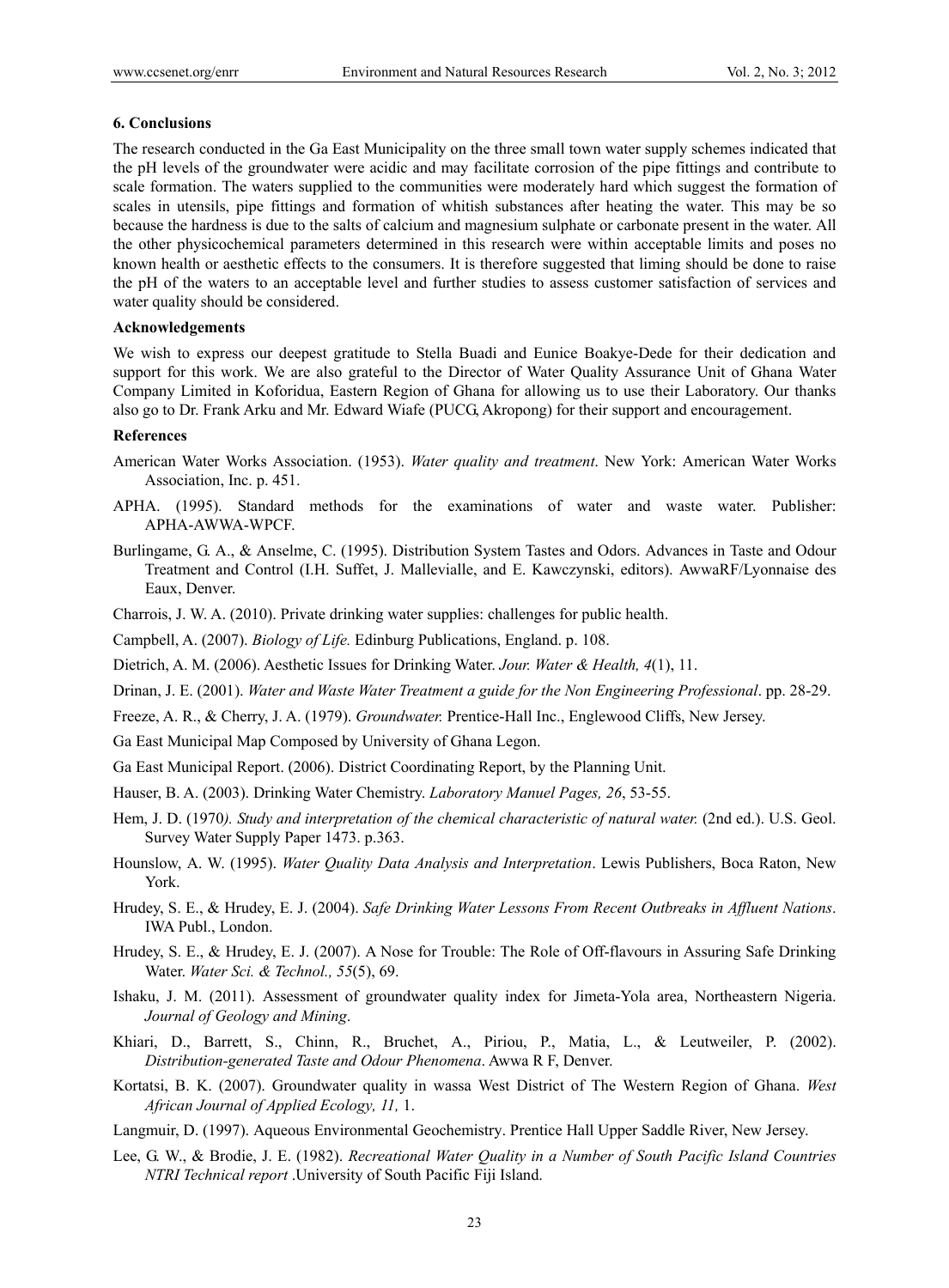## 6. Conclusions

The research conducted in the Ga East Municipality on the three small town water supply schemes indicated that the pH levels of the groundwater were acidic and may facilitate corrosion of the pipe fittings and contribute to scale formation. The waters supplied to the communities were moderately hard which suggest the formation of scales in utensils, pipe fittings and formation of whitish substances after heating the water. This may be so because the hardness is due to the salts of calcium and magnesium sulphate or carbonate present in the water. All the other physicochemical parameters determined in this research were within acceptable limits and poses no known health or aesthetic effects to the consumers. It is therefore suggested that liming should be done to raise the pH of the waters to an acceptable level and further studies to assess customer satisfaction of services and water quality should be considered.

## Acknowledgements

We wish to express our deepest gratitude to Stella Buadi and Eunice Boakye-Dede for their dedication and support for this work. We are also grateful to the Director of Water Quality Assurance Unit of Ghana Water Company Limited in Koforidua, Eastern Region of Ghana for allowing us to use their Laboratory. Our thanks also go to Dr. Frank Arku and Mr. Edward Wiafe (PUCG, Akropong) for their support and encouragement.

## References

American Water Works Association. (1953). *Water quality and treatment*. New York: American Water Works Association, Inc. p. 451.

APHA. (1995). Standard methods for the examinations of water and waste water. Publisher: APHA-AWWA-WPCF.

Burlingame, G. A., & Anselme, C. (1995). Distribution System Tastes and Odors. Advances in Taste and Odour Treatment and Control (I.H. Suffet, J. Mallevialle, and E. Kawczynski, editors). AwwaRF/Lyonnaise des Eaux, Denver.

Charrois, J. W. A. (2010). Private drinking water supplies: challenges for public health.

Campbell, A. (2007). *Biology of Life.* Edinburg Publications, England. p. 108.

Dietrich, A. M. (2006). Aesthetic Issues for Drinking Water. *Jour. Water & Health, 4*(1), 11.

Drinan, J. E. (2001). *Water and Waste Water Treatment a guide for the Non Engineering Professional*. pp. 28-29.

Freeze, A. R., & Cherry, J. A. (1979). *Groundwater.* Prentice-Hall Inc., Englewood Cliffs, New Jersey.

Ga East Municipal Map Composed by University of Ghana Legon.

Ga East Municipal Report. (2006). District Coordinating Report, by the Planning Unit.

Hauser, B. A. (2003). Drinking Water Chemistry. *Laboratory Manuel Pages, 26*, 53-55.

Hem, J. D. (1970*). Study and interpretation of the chemical characteristic of natural water.* (2nd ed.). U.S. Geol. Survey Water Supply Paper 1473. p.363.

Hounslow, A. W. (1995). *Water Quality Data Analysis and Interpretation*. Lewis Publishers, Boca Raton, New York.

Hrudey, S. E., & Hrudey, E. J. (2004). *Safe Drinking Water Lessons From Recent Outbreaks in Affluent Nations*. IWA Publ., London.

Hrudey, S. E., & Hrudey, E. J. (2007). A Nose for Trouble: The Role of Off-flavours in Assuring Safe Drinking Water. *Water Sci. & Technol., 55*(5), 69.

Ishaku, J. M. (2011). Assessment of groundwater quality index for Jimeta-Yola area, Northeastern Nigeria. *Journal of Geology and Mining*.

Khiari, D., Barrett, S., Chinn, R., Bruchet, A., Piriou, P., Matia, L., & Leutweiler, P. (2002). *Distribution-generated Taste and Odour Phenomena*. Awwa R F, Denver.

Kortatsi, B. K. (2007). Groundwater quality in wassa West District of The Western Region of Ghana. *West African Journal of Applied Ecology, 11,* 1.

Langmuir, D. (1997). Aqueous Environmental Geochemistry. Prentice Hall Upper Saddle River, New Jersey.

Lee, G. W., & Brodie, J. E. (1982). *Recreational Water Quality in a Number of South Pacific Island Countries NTRI Technical report* .University of South Pacific Fiji Island.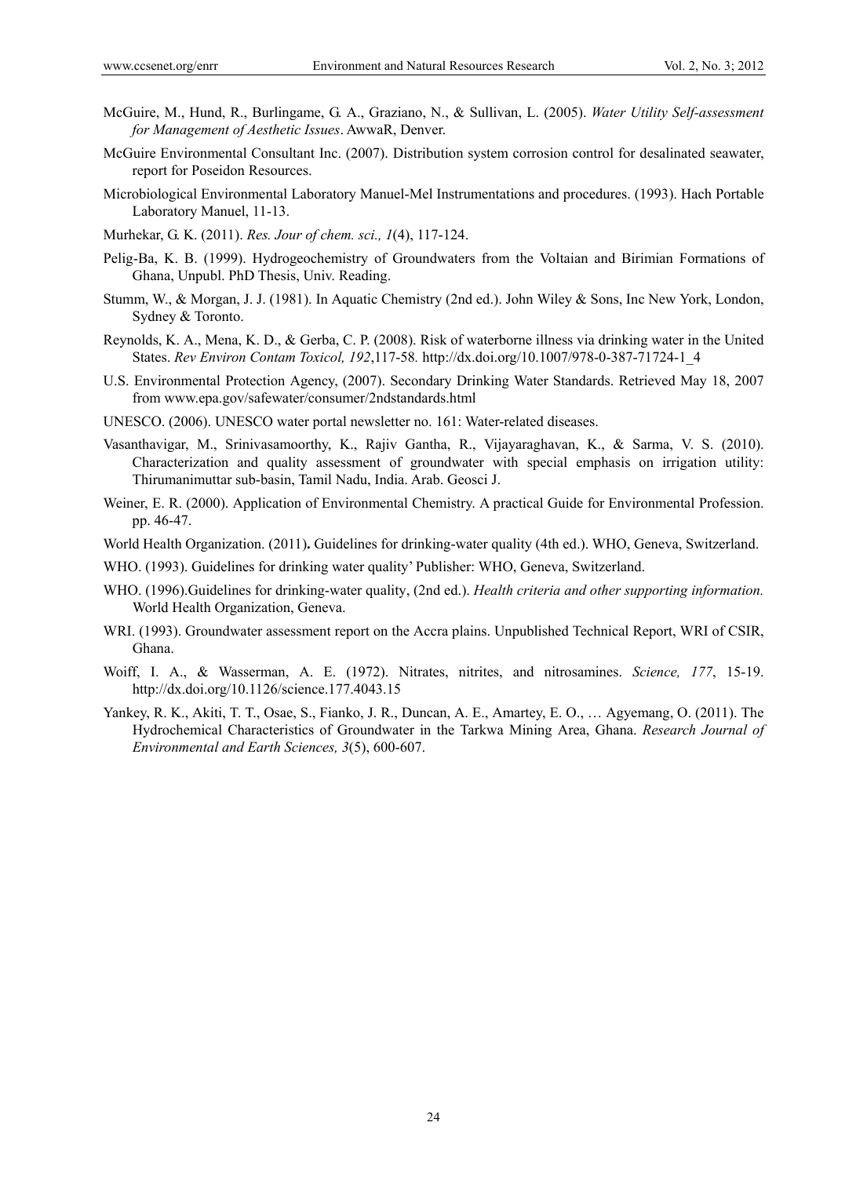McGuire, M., Hund, R., Burlingame, G. A., Graziano, N., & Sullivan, L. (2005). *Water Utility Self-assessment for Management of Aesthetic Issues*. AwwaR, Denver.

McGuire Environmental Consultant Inc. (2007). Distribution system corrosion control for desalinated seawater, report for Poseidon Resources.

Microbiological Environmental Laboratory Manuel-Mel Instrumentations and procedures. (1993). Hach Portable Laboratory Manuel, 11-13.

Murhekar, G. K. (2011). *Res. Jour of chem. sci., 1*(4), 117-124.

Pelig-Ba, K. B. (1999). Hydrogeochemistry of Groundwaters from the Voltaian and Birimian Formations of Ghana, Unpubl. PhD Thesis, Univ. Reading.

Stumm, W., & Morgan, J. J. (1981). In Aquatic Chemistry (2nd ed.). John Wiley & Sons, Inc New York, London, Sydney & Toronto.

Reynolds, K. A., Mena, K. D., & Gerba, C. P. (2008). Risk of waterborne illness via drinking water in the United States. *Rev Environ Contam Toxicol, 192*,117-58. http://dx.doi.org/10.1007/978-0-387-71724-1_4

U.S. Environmental Protection Agency, (2007). Secondary Drinking Water Standards. Retrieved May 18, 2007 from www.epa.gov/safewater/consumer/2ndstandards.html

UNESCO. (2006). UNESCO water portal newsletter no. 161: Water-related diseases.

Vasanthavigar, M., Srinivasamoorthy, K., Rajiv Gantha, R., Vijayaraghavan, K., & Sarma, V. S. (2010). Characterization and quality assessment of groundwater with special emphasis on irrigation utility: Thirumanimuttar sub-basin, Tamil Nadu, India. Arab. Geosci J.

Weiner, E. R. (2000). Application of Environmental Chemistry. A practical Guide for Environmental Profession. pp. 46-47.

World Health Organization. (2011)**.** Guidelines for drinking-water quality (4th ed.). WHO, Geneva, Switzerland.

WHO. (1993). Guidelines for drinking water quality' Publisher: WHO, Geneva, Switzerland.

WHO. (1996).Guidelines for drinking-water quality, (2nd ed.). *Health criteria and other supporting information.* World Health Organization, Geneva.

WRI. (1993). Groundwater assessment report on the Accra plains. Unpublished Technical Report, WRI of CSIR, Ghana.

Woiff, I. A., & Wasserman, A. E. (1972). Nitrates, nitrites, and nitrosamines. *Science, 177*, 15-19. http://dx.doi.org/10.1126/science.177.4043.15

Yankey, R. K., Akiti, T. T., Osae, S., Fianko, J. R., Duncan, A. E., Amartey, E. O., … Agyemang, O. (2011). The Hydrochemical Characteristics of Groundwater in the Tarkwa Mining Area, Ghana. *Research Journal of Environmental and Earth Sciences, 3*(5), 600-607.